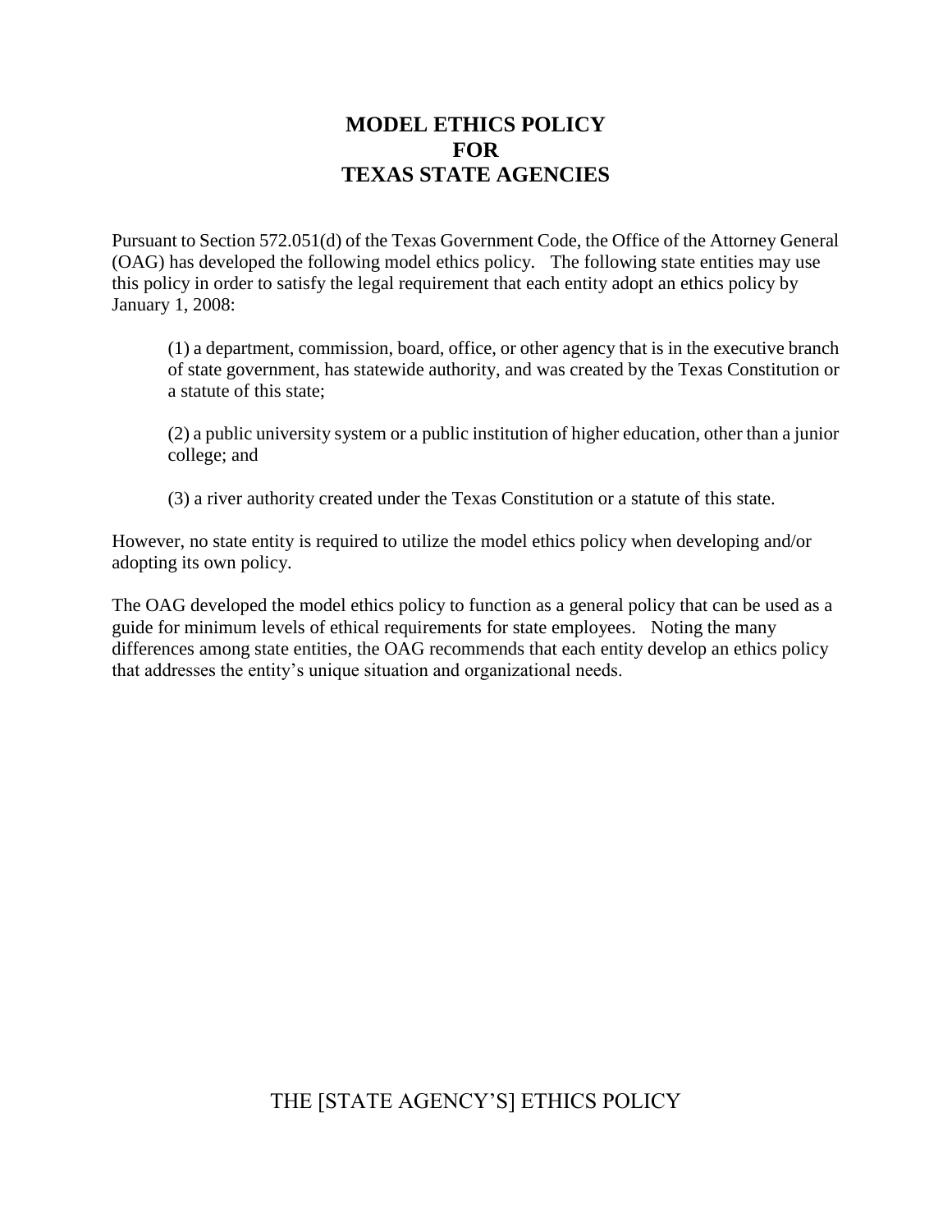# MODEL ETHICS POLICY FOR TEXAS STATE AGENCIES

Pursuant to Section 572.051(d) of the Texas Government Code, the Office of the Attorney General (OAG) has developed the following model ethics policy. The following state entities may use this policy in order to satisfy the legal requirement that each entity adopt an ethics policy by January 1, 2008:

> (1) a department, commission, board, office, or other agency that is in the executive branch of state government, has statewide authority, and was created by the Texas Constitution or a statute of this state;
>
> (2) a public university system or a public institution of higher education, other than a junior college; and
>
> (3) a river authority created under the Texas Constitution or a statute of this state.

However, no state entity is required to utilize the model ethics policy when developing and/or adopting its own policy.

The OAG developed the model ethics policy to function as a general policy that can be used as a guide for minimum levels of ethical requirements for state employees. Noting the many differences among state entities, the OAG recommends that each entity develop an ethics policy that addresses the entity's unique situation and organizational needs.

## THE [STATE AGENCY'S] ETHICS POLICY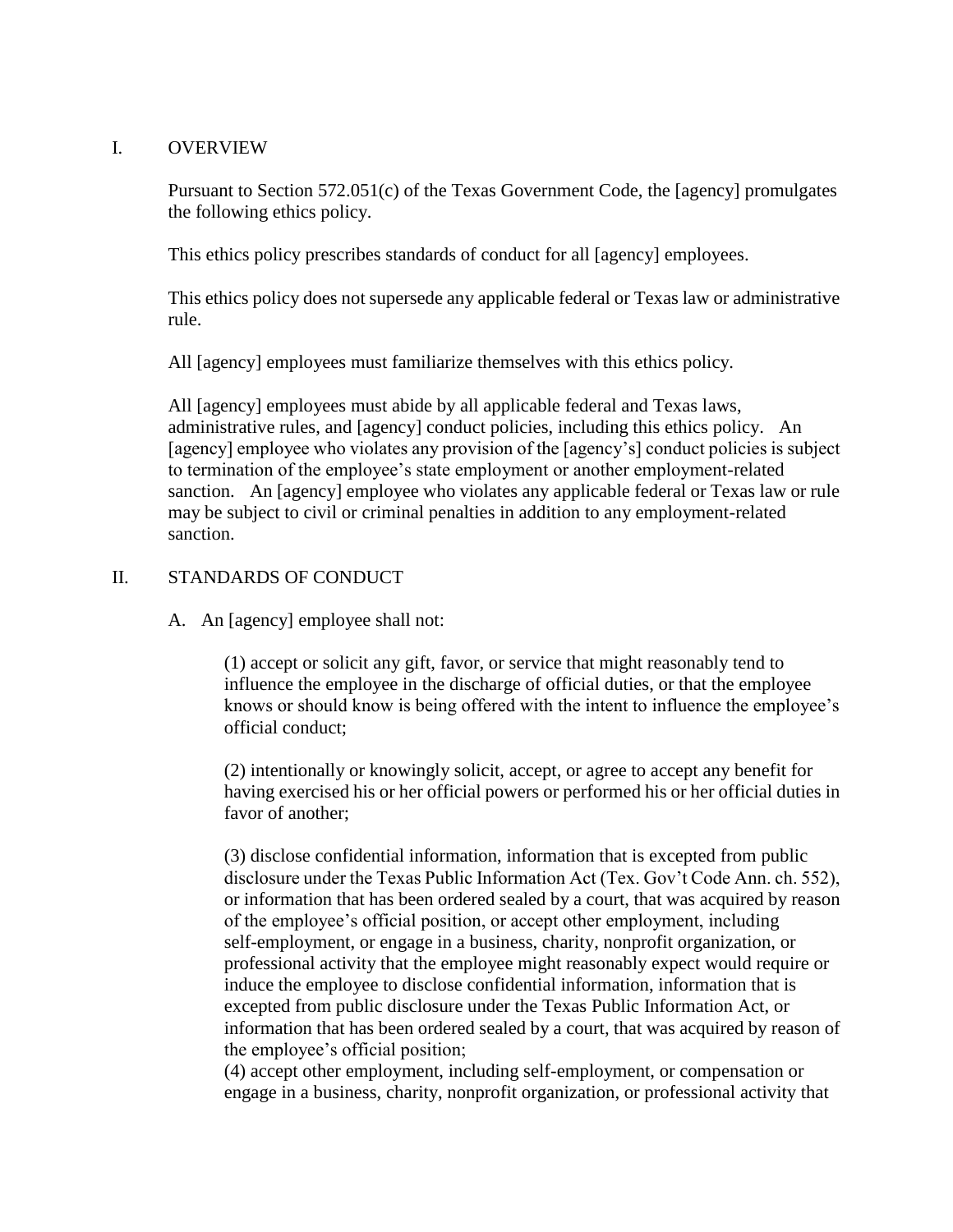## I. OVERVIEW

Pursuant to Section 572.051(c) of the Texas Government Code, the [agency] promulgates the following ethics policy.

This ethics policy prescribes standards of conduct for all [agency] employees.

This ethics policy does not supersede any applicable federal or Texas law or administrative rule.

All [agency] employees must familiarize themselves with this ethics policy.

All [agency] employees must abide by all applicable federal and Texas laws, administrative rules, and [agency] conduct policies, including this ethics policy. An [agency] employee who violates any provision of the [agency's] conduct policies is subject to termination of the employee's state employment or another employment-related sanction. An [agency] employee who violates any applicable federal or Texas law or rule may be subject to civil or criminal penalties in addition to any employment-related sanction.

## II. STANDARDS OF CONDUCT

A. An [agency] employee shall not:

(1) accept or solicit any gift, favor, or service that might reasonably tend to influence the employee in the discharge of official duties, or that the employee knows or should know is being offered with the intent to influence the employee's official conduct;

(2) intentionally or knowingly solicit, accept, or agree to accept any benefit for having exercised his or her official powers or performed his or her official duties in favor of another;

(3) disclose confidential information, information that is excepted from public disclosure under the Texas Public Information Act (Tex. Gov't Code Ann. ch. 552), or information that has been ordered sealed by a court, that was acquired by reason of the employee's official position, or accept other employment, including self-employment, or engage in a business, charity, nonprofit organization, or professional activity that the employee might reasonably expect would require or induce the employee to disclose confidential information, information that is excepted from public disclosure under the Texas Public Information Act, or information that has been ordered sealed by a court, that was acquired by reason of the employee's official position;

(4) accept other employment, including self-employment, or compensation or engage in a business, charity, nonprofit organization, or professional activity that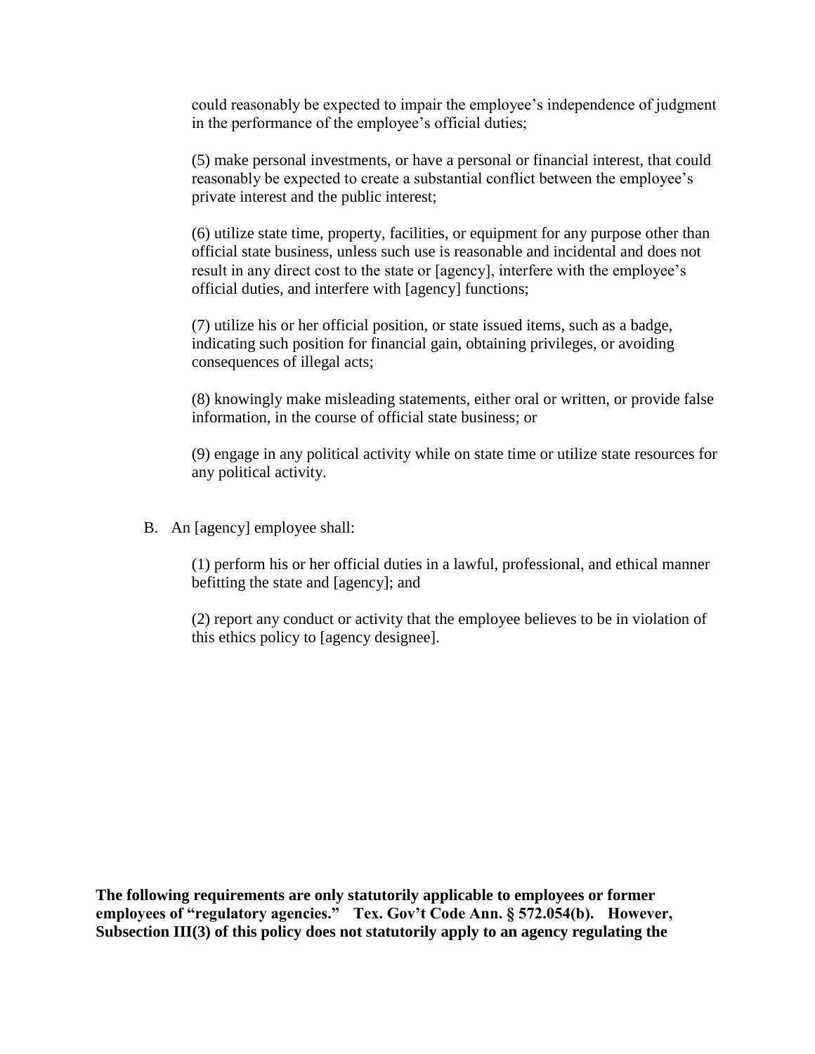could reasonably be expected to impair the employee's independence of judgment in the performance of the employee's official duties;

(5) make personal investments, or have a personal or financial interest, that could reasonably be expected to create a substantial conflict between the employee's private interest and the public interest;

(6) utilize state time, property, facilities, or equipment for any purpose other than official state business, unless such use is reasonable and incidental and does not result in any direct cost to the state or [agency], interfere with the employee's official duties, and interfere with [agency] functions;

(7) utilize his or her official position, or state issued items, such as a badge, indicating such position for financial gain, obtaining privileges, or avoiding consequences of illegal acts;

(8) knowingly make misleading statements, either oral or written, or provide false information, in the course of official state business; or

(9) engage in any political activity while on state time or utilize state resources for any political activity.

B. An [agency] employee shall:

(1) perform his or her official duties in a lawful, professional, and ethical manner befitting the state and [agency]; and

(2) report any conduct or activity that the employee believes to be in violation of this ethics policy to [agency designee].

**The following requirements are only statutorily applicable to employees or former employees of "regulatory agencies." Tex. Gov't Code Ann. § 572.054(b). However, Subsection III(3) of this policy does not statutorily apply to an agency regulating the**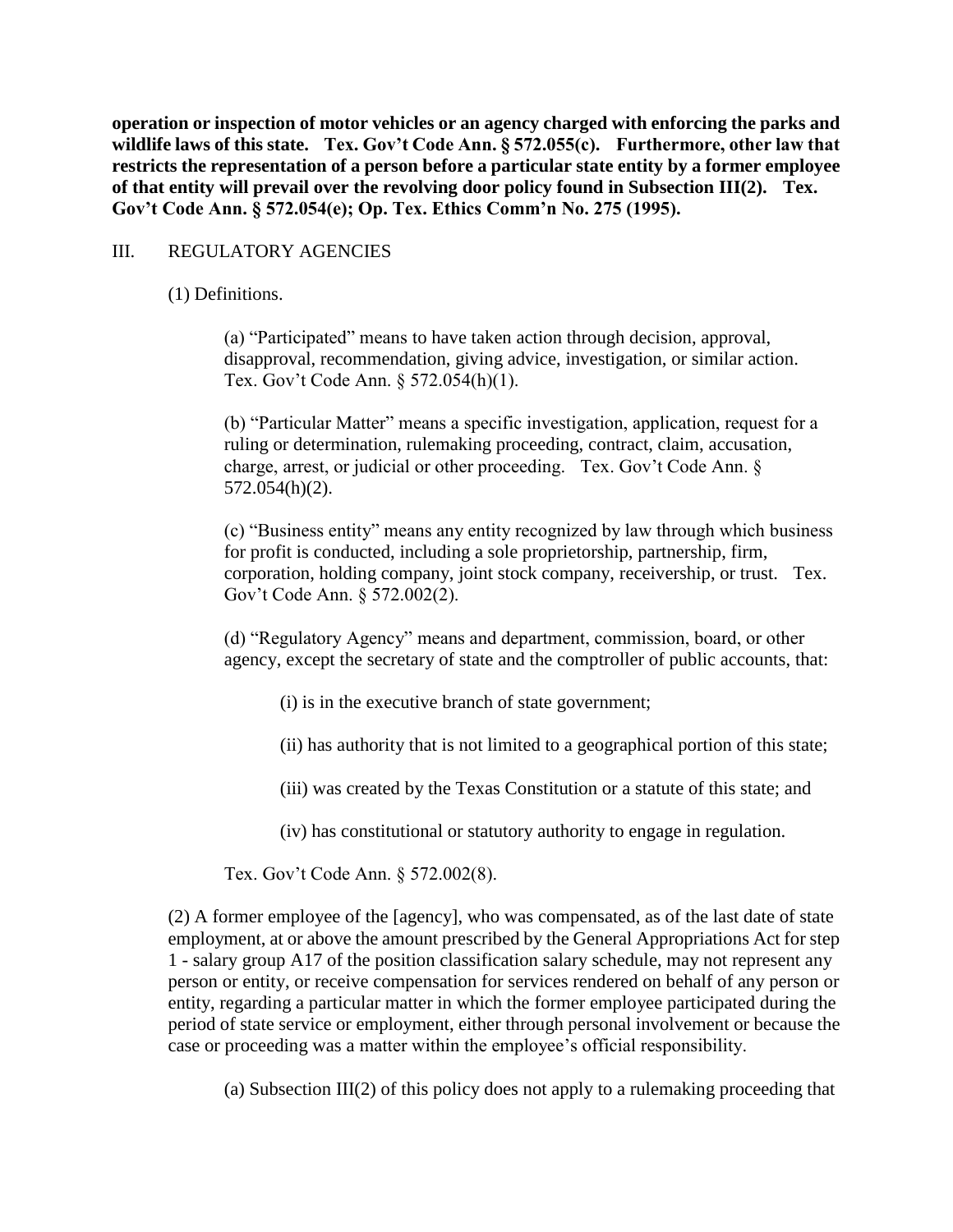**operation or inspection of motor vehicles or an agency charged with enforcing the parks and wildlife laws of this state. Tex. Gov't Code Ann. § 572.055(c). Furthermore, other law that restricts the representation of a person before a particular state entity by a former employee of that entity will prevail over the revolving door policy found in Subsection III(2). Tex. Gov't Code Ann. § 572.054(e); Op. Tex. Ethics Comm'n No. 275 (1995).**

## III. REGULATORY AGENCIES

(1) Definitions.

> (a) "Participated" means to have taken action through decision, approval, disapproval, recommendation, giving advice, investigation, or similar action. Tex. Gov't Code Ann. § 572.054(h)(1).
>
> (b) "Particular Matter" means a specific investigation, application, request for a ruling or determination, rulemaking proceeding, contract, claim, accusation, charge, arrest, or judicial or other proceeding. Tex. Gov't Code Ann. § 572.054(h)(2).
>
> (c) "Business entity" means any entity recognized by law through which business for profit is conducted, including a sole proprietorship, partnership, firm, corporation, holding company, joint stock company, receivership, or trust. Tex. Gov't Code Ann. § 572.002(2).
>
> (d) "Regulatory Agency" means and department, commission, board, or other agency, except the secretary of state and the comptroller of public accounts, that:
>
> > (i) is in the executive branch of state government;
> >
> > (ii) has authority that is not limited to a geographical portion of this state;
> >
> > (iii) was created by the Texas Constitution or a statute of this state; and
> >
> > (iv) has constitutional or statutory authority to engage in regulation.
>
> Tex. Gov't Code Ann. § 572.002(8).

(2) A former employee of the [agency], who was compensated, as of the last date of state employment, at or above the amount prescribed by the General Appropriations Act for step 1 - salary group A17 of the position classification salary schedule, may not represent any person or entity, or receive compensation for services rendered on behalf of any person or entity, regarding a particular matter in which the former employee participated during the period of state service or employment, either through personal involvement or because the case or proceeding was a matter within the employee's official responsibility.

> (a) Subsection III(2) of this policy does not apply to a rulemaking proceeding that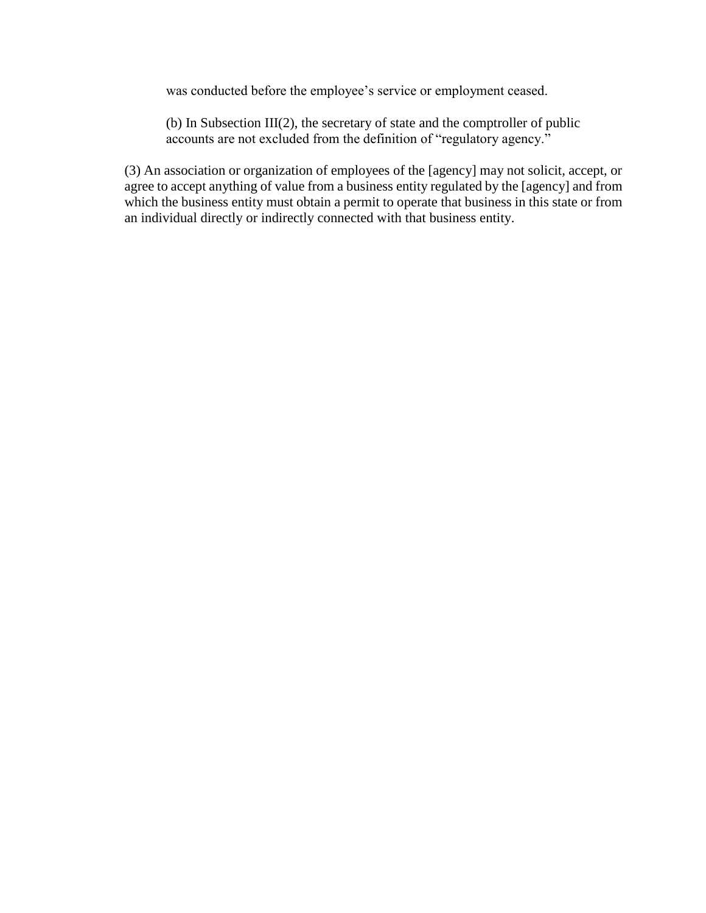was conducted before the employee's service or employment ceased.

(b) In Subsection III(2), the secretary of state and the comptroller of public accounts are not excluded from the definition of "regulatory agency."

(3) An association or organization of employees of the [agency] may not solicit, accept, or agree to accept anything of value from a business entity regulated by the [agency] and from which the business entity must obtain a permit to operate that business in this state or from an individual directly or indirectly connected with that business entity.